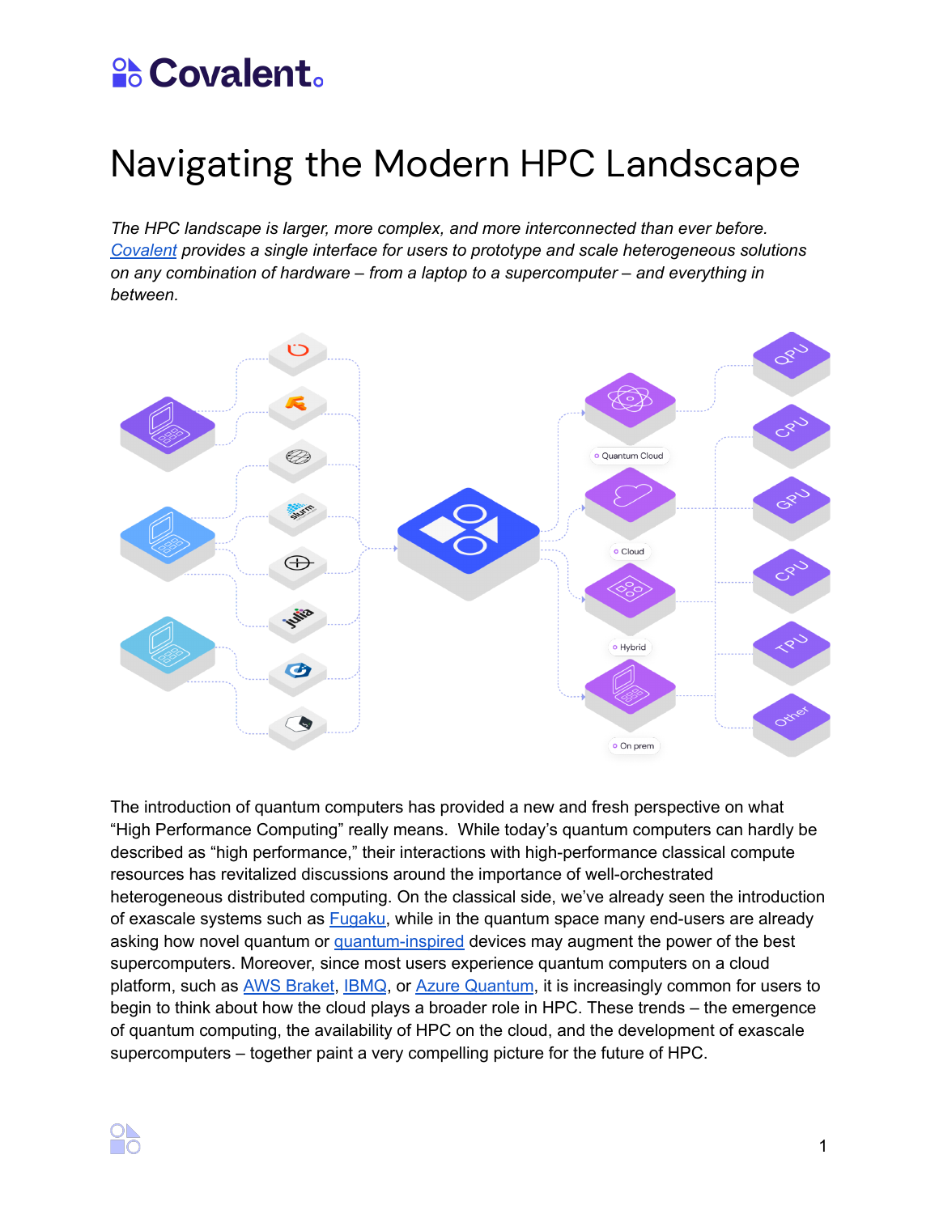# Navigating the Modern HPC Landscape

*The HPC landscape is larger, more complex, and more interconnected than ever before. Covalent provides a single interface for users to prototype and scale heterogeneous solutions on any combination of hardware – from a laptop to a supercomputer – and everything in between.*

The introduction of quantum computers has provided a new and fresh perspective on what “High Performance Computing” really means. While today’s quantum computers can hardly be described as “high performance,” their interactions with high-performance classical compute resources has revitalized discussions around the importance of well-orchestrated heterogeneous distributed computing. On the classical side, we’ve already seen the introduction of exascale systems such as Fugaku, while in the quantum space many end-users are already asking how novel quantum or quantum-inspired devices may augment the power of the best supercomputers. Moreover, since most users experience quantum computers on a cloud platform, such as AWS Braket, IBMQ, or Azure Quantum, it is increasingly common for users to begin to think about how the cloud plays a broader role in HPC. These trends – the emergence of quantum computing, the availability of HPC on the cloud, and the development of exascale supercomputers – together paint a very compelling picture for the future of HPC.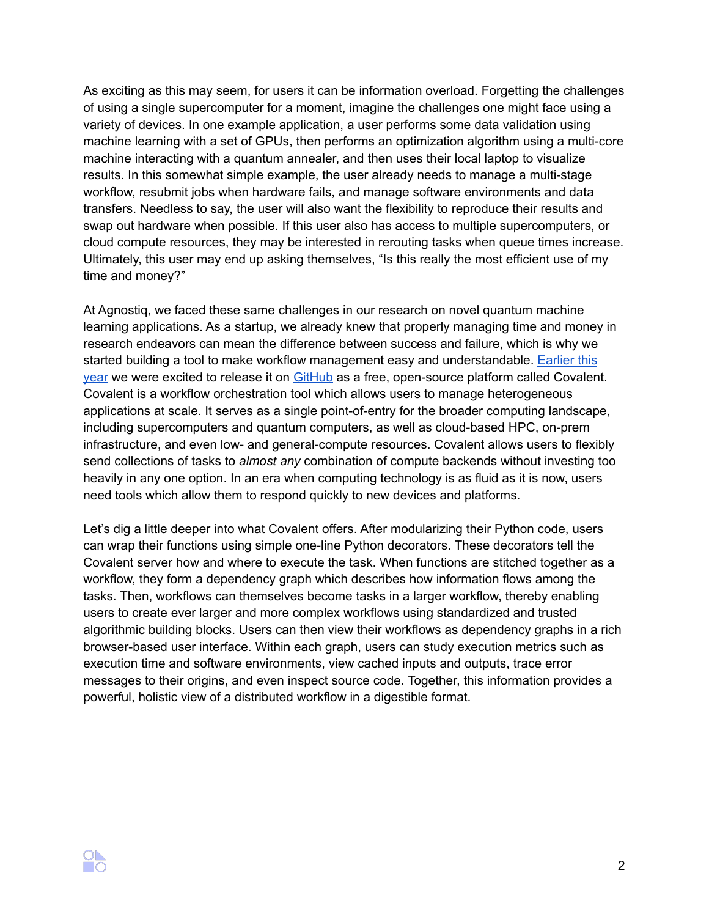As exciting as this may seem, for users it can be information overload. Forgetting the challenges of using a single supercomputer for a moment, imagine the challenges one might face using a variety of devices. In one example application, a user performs some data validation using machine learning with a set of GPUs, then performs an optimization algorithm using a multi-core machine interacting with a quantum annealer, and then uses their local laptop to visualize results. In this somewhat simple example, the user already needs to manage a multi-stage workflow, resubmit jobs when hardware fails, and manage software environments and data transfers. Needless to say, the user will also want the flexibility to reproduce their results and swap out hardware when possible. If this user also has access to multiple supercomputers, or cloud compute resources, they may be interested in rerouting tasks when queue times increase. Ultimately, this user may end up asking themselves, “Is this really the most efficient use of my time and money?”

At Agnostiq, we faced these same challenges in our research on novel quantum machine learning applications. As a startup, we already knew that properly managing time and money in research endeavors can mean the difference between success and failure, which is why we started building a tool to make workflow management easy and understandable. Earlier this year we were excited to release it on GitHub as a free, open-source platform called Covalent. Covalent is a workflow orchestration tool which allows users to manage heterogeneous applications at scale. It serves as a single point-of-entry for the broader computing landscape, including supercomputers and quantum computers, as well as cloud-based HPC, on-prem infrastructure, and even low- and general-compute resources. Covalent allows users to flexibly send collections of tasks to *almost any* combination of compute backends without investing too heavily in any one option. In an era when computing technology is as fluid as it is now, users need tools which allow them to respond quickly to new devices and platforms.

Let’s dig a little deeper into what Covalent offers. After modularizing their Python code, users can wrap their functions using simple one-line Python decorators. These decorators tell the Covalent server how and where to execute the task. When functions are stitched together as a workflow, they form a dependency graph which describes how information flows among the tasks. Then, workflows can themselves become tasks in a larger workflow, thereby enabling users to create ever larger and more complex workflows using standardized and trusted algorithmic building blocks. Users can then view their workflows as dependency graphs in a rich browser-based user interface. Within each graph, users can study execution metrics such as execution time and software environments, view cached inputs and outputs, trace error messages to their origins, and even inspect source code. Together, this information provides a powerful, holistic view of a distributed workflow in a digestible format.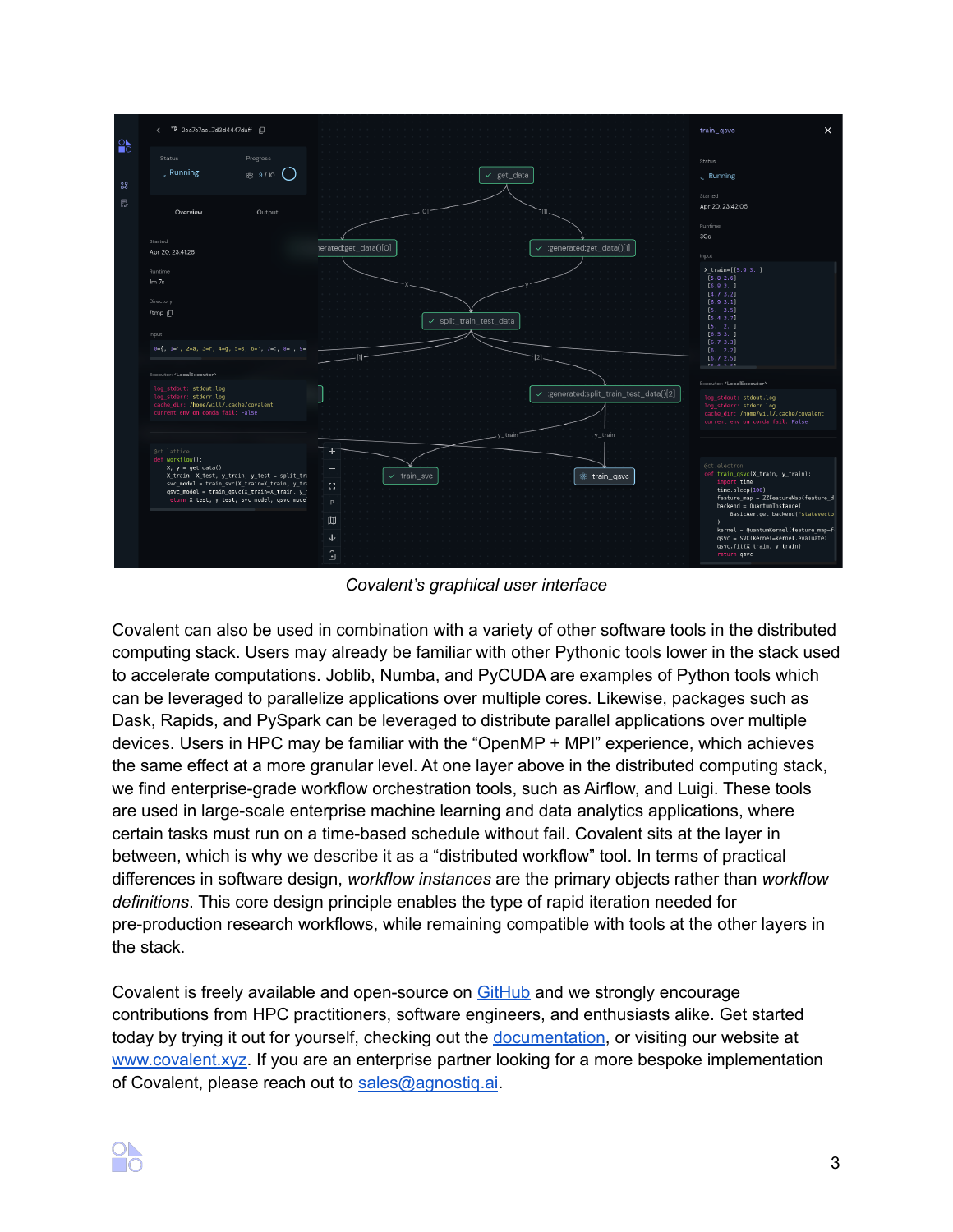Covalent's graphical user interface

Covalent can also be used in combination with a variety of other software tools in the distributed computing stack. Users may already be familiar with other Pythonic tools lower in the stack used to accelerate computations. Joblib, Numba, and PyCUDA are examples of Python tools which can be leveraged to parallelize applications over multiple cores. Likewise, packages such as Dask, Rapids, and PySpark can be leveraged to distribute parallel applications over multiple devices. Users in HPC may be familiar with the "OpenMP + MPI" experience, which achieves the same effect at a more granular level. At one layer above in the distributed computing stack, we find enterprise-grade workflow orchestration tools, such as Airflow, and Luigi. These tools are used in large-scale enterprise machine learning and data analytics applications, where certain tasks must run on a time-based schedule without fail. Covalent sits at the layer in between, which is why we describe it as a "distributed workflow" tool. In terms of practical differences in software design, *workflow instances* are the primary objects rather than *workflow definitions*. This core design principle enables the type of rapid iteration needed for pre-production research workflows, while remaining compatible with tools at the other layers in the stack.

Covalent is freely available and open-source on [GitHub]() and we strongly encourage contributions from HPC practitioners, software engineers, and enthusiasts alike. Get started today by trying it out for yourself, checking out the [documentation](), or visiting our website at [www.covalent.xyz](). If you are an enterprise partner looking for a more bespoke implementation of Covalent, please reach out to [sales@agnostiq.ai]().